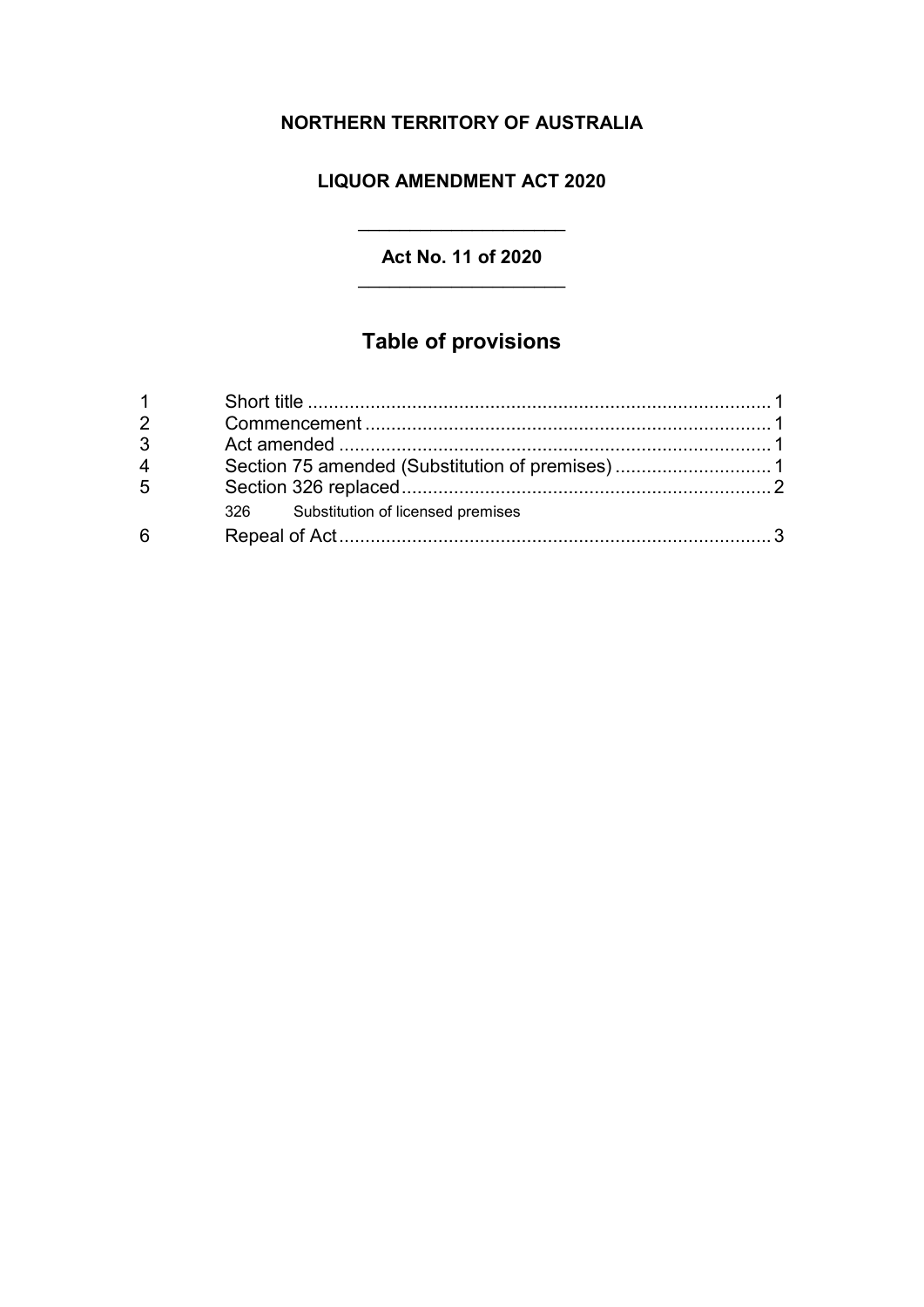**NORTHERN TERRITORY OF AUSTRALIA**

**LIQUOR AMENDMENT ACT 2020**

---

**Act No. 11 of 2020**

---

## Table of provisions

| | | |
|---|---|---|
| 1 | Short title | 1 |
| 2 | Commencement | 1 |
| 3 | Act amended | 1 |
| 4 | Section 75 amended (Substitution of premises) | 1 |
| 5 | Section 326 replaced | 2 |
| | 326 Substitution of licensed premises | |
| 6 | Repeal of Act | 3 |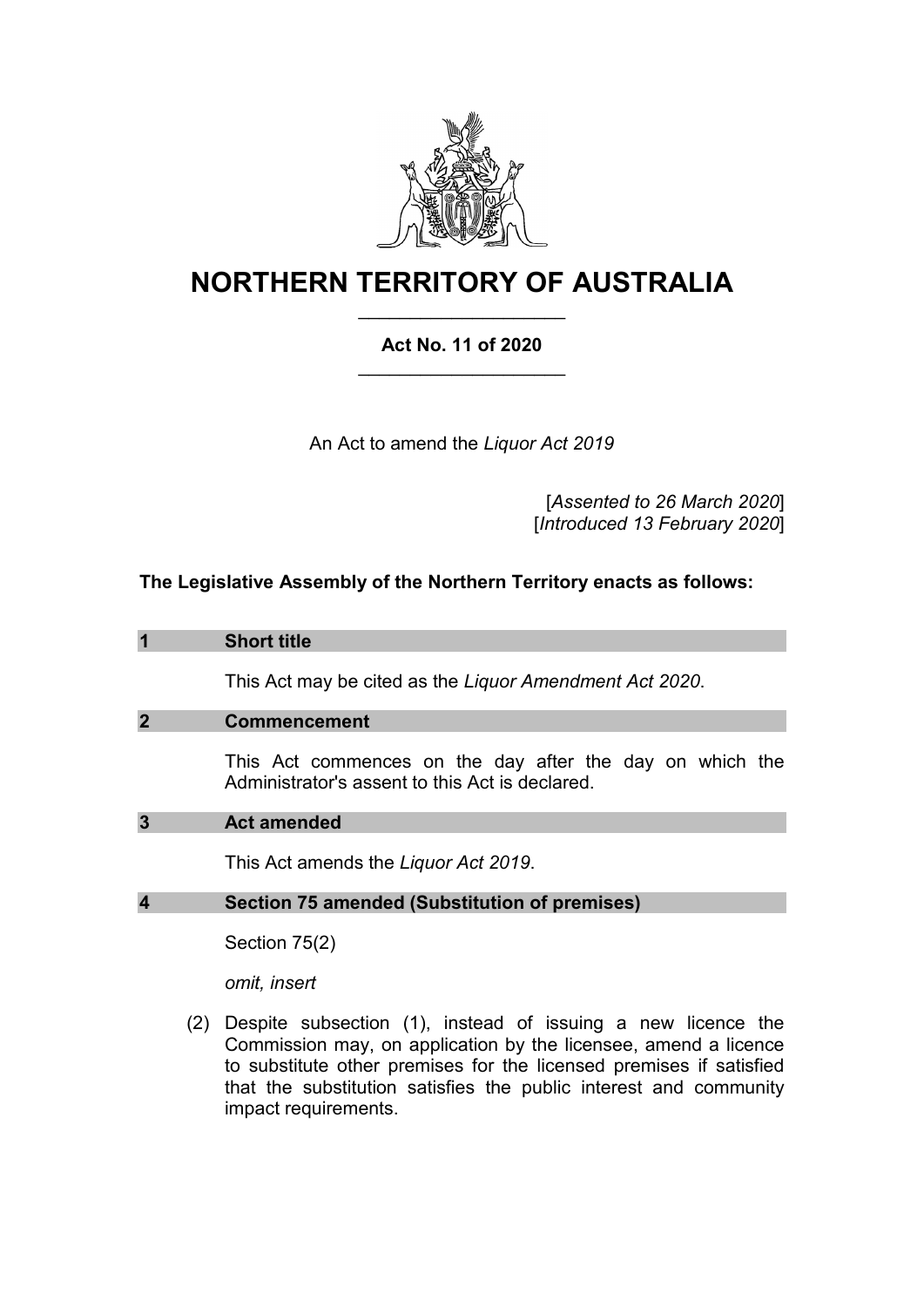# NORTHERN TERRITORY OF AUSTRALIA

**Act No. 11 of 2020**

An Act to amend the *Liquor Act 2019*

[*Assented to 26 March 2020*]
[*Introduced 13 February 2020*]

**The Legislative Assembly of the Northern Territory enacts as follows:**

## 1 Short title

This Act may be cited as the *Liquor Amendment Act 2020*.

## 2 Commencement

This Act commences on the day after the day on which the Administrator's assent to this Act is declared.

## 3 Act amended

This Act amends the *Liquor Act 2019*.

## 4 Section 75 amended (Substitution of premises)

Section 75(2)

*omit, insert*

(2) Despite subsection (1), instead of issuing a new licence the Commission may, on application by the licensee, amend a licence to substitute other premises for the licensed premises if satisfied that the substitution satisfies the public interest and community impact requirements.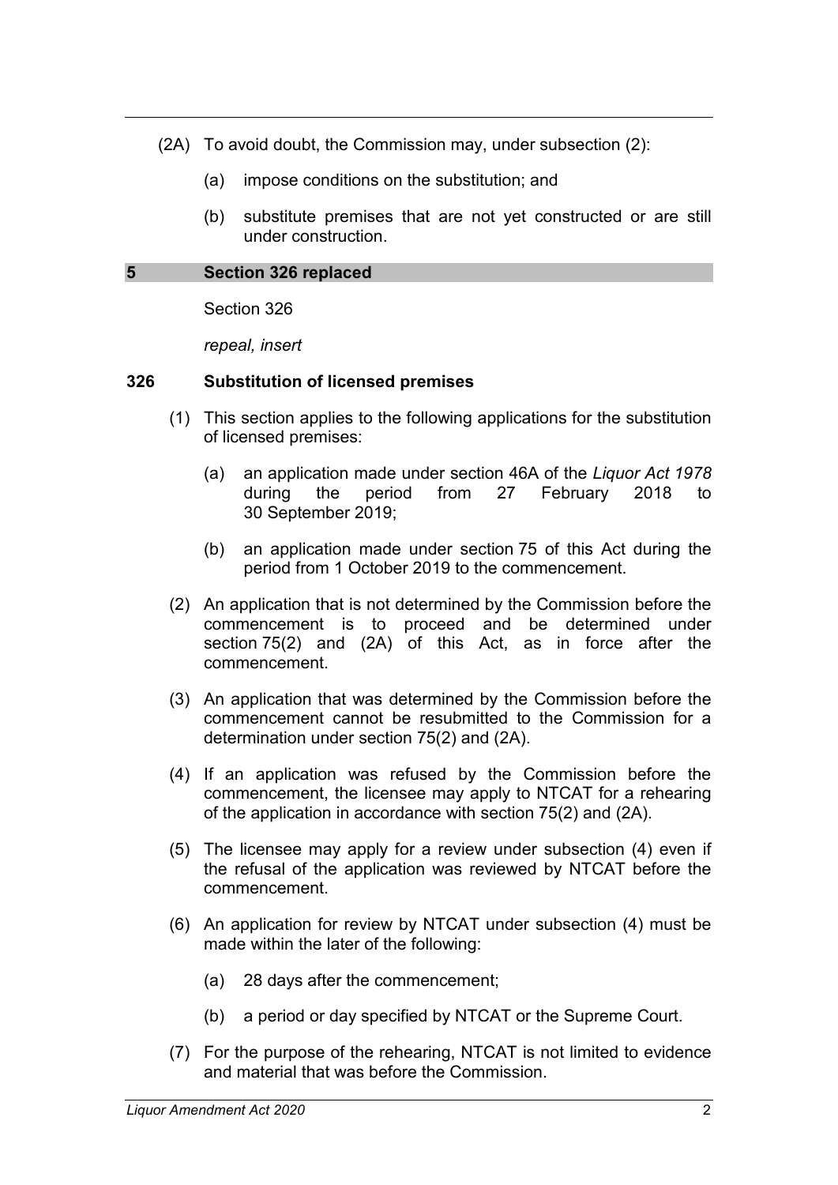(2A) To avoid doubt, the Commission may, under subsection (2):

(a) impose conditions on the substitution; and

(b) substitute premises that are not yet constructed or are still under construction.

## 5 Section 326 replaced

Section 326

*repeal, insert*

### 326 Substitution of licensed premises

(1) This section applies to the following applications for the substitution of licensed premises:

(a) an application made under section 46A of the *Liquor Act 1978* during the period from 27 February 2018 to 30 September 2019;

(b) an application made under section 75 of this Act during the period from 1 October 2019 to the commencement.

(2) An application that is not determined by the Commission before the commencement is to proceed and be determined under section 75(2) and (2A) of this Act, as in force after the commencement.

(3) An application that was determined by the Commission before the commencement cannot be resubmitted to the Commission for a determination under section 75(2) and (2A).

(4) If an application was refused by the Commission before the commencement, the licensee may apply to NTCAT for a rehearing of the application in accordance with section 75(2) and (2A).

(5) The licensee may apply for a review under subsection (4) even if the refusal of the application was reviewed by NTCAT before the commencement.

(6) An application for review by NTCAT under subsection (4) must be made within the later of the following:

(a) 28 days after the commencement;

(b) a period or day specified by NTCAT or the Supreme Court.

(7) For the purpose of the rehearing, NTCAT is not limited to evidence and material that was before the Commission.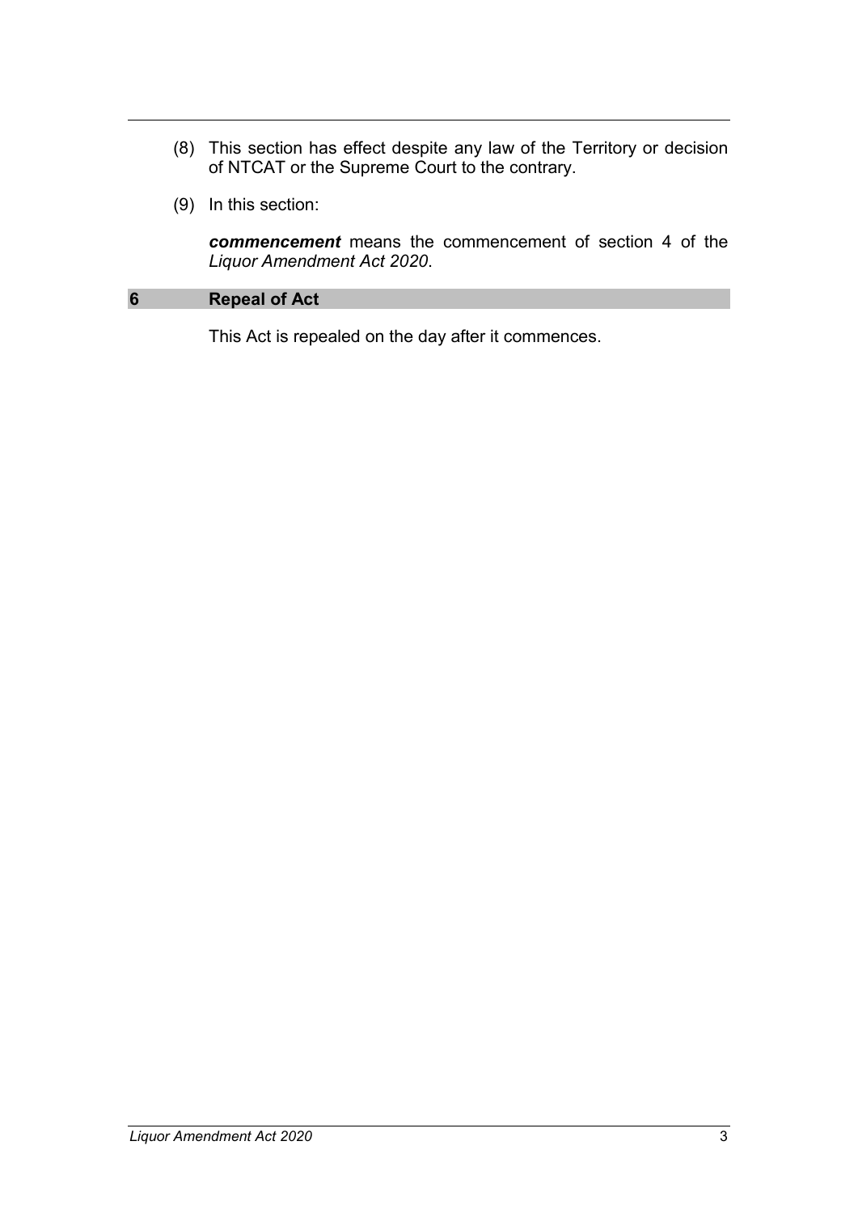(8) This section has effect despite any law of the Territory or decision of NTCAT or the Supreme Court to the contrary.

(9) In this section:

***commencement*** means the commencement of section 4 of the *Liquor Amendment Act 2020*.

## 6 Repeal of Act

This Act is repealed on the day after it commences.